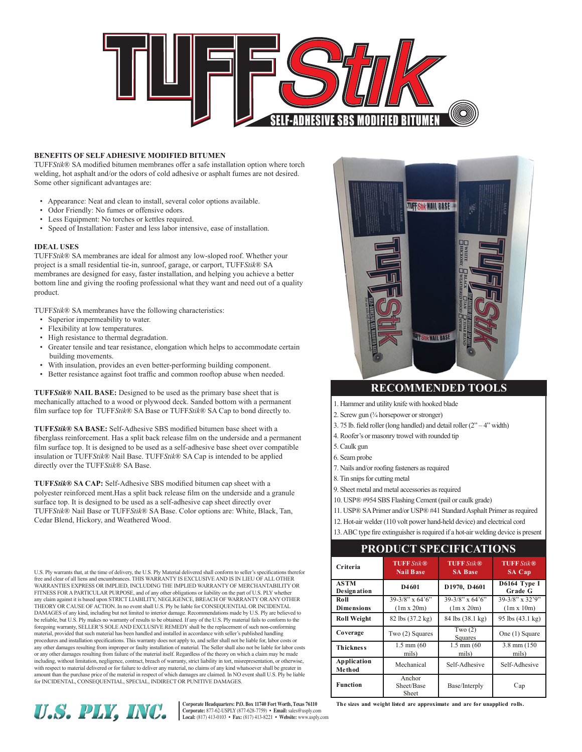# TUFF*Stik*

## SELF-ADHESIVE SBS MODIFIED BITUMEN

### BENEFITS OF SELF ADHESIVE MODIFIED BITUMEN

TUFF*Stik*® SA modified bitumen membranes offer a safe installation option where torch welding, hot asphalt and/or the odors of cold adhesive or asphalt fumes are not desired. Some other significant advantages are:

- Appearance: Neat and clean to install, several color options available.
- Odor Friendly: No fumes or offensive odors.
- Less Equipment: No torches or kettles required.
- Speed of Installation: Faster and less labor intensive, ease of installation.

### IDEAL USES

TUFF*Stik*® SA membranes are ideal for almost any low-sloped roof. Whether your project is a small residential tie-in, sunroof, garage, or carport, TUFF*Stik*® SA membranes are designed for easy, faster installation, and helping you achieve a better bottom line and giving the roofing professional what they want and need out of a quality product.

TUFF*Stik*® SA membranes have the following characteristics:

- Superior impermeability to water.
- Flexibility at low temperatures.
- High resistance to thermal degradation.
- Greater tensile and tear resistance, elongation which helps to accommodate certain building movements.
- With insulation, provides an even better-performing building component.
- Better resistance against foot traffic and common rooftop abuse when needed.

**TUFF*Stik*® NAIL BASE:** Designed to be used as the primary base sheet that is mechanically attached to a wood or plywood deck. Sanded bottom with a permanent film surface top for TUFF*Stik*® SA Base or TUFF*Stik*® SA Cap to bond directly to.

**TUFF*Stik*® SA BASE:** Self-Adhesive SBS modified bitumen base sheet with a fiberglass reinforcement. Has a split back release film on the underside and a permanent film surface top. It is designed to be used as a self-adhesive base sheet over compatible insulation or TUFF*Stik*® Nail Base. TUFF*Stik*® SA Cap is intended to be applied directly over the TUFF*Stik*® SA Base.

**TUFF*Stik*® SA CAP:** Self-Adhesive SBS modified bitumen cap sheet with a polyester reinforced ment.Has a split back release film on the underside and a granule surface top. It is designed to be used as a self-adhesive cap sheet directly over TUFF*Stik*® Nail Base or TUFF*Stik*® SA Base. Color options are: White, Black, Tan, Cedar Blend, Hickory, and Weathered Wood.

## RECOMMENDED TOOLS

1. Hammer and utility knife with hooked blade
2. Screw gun (¾ horsepower or stronger)
3. 75 lb. field roller (long handled) and detail roller (2" – 4" width)
4. Roofer's or masonry trowel with rounded tip
5. Caulk gun
6. Seam probe
7. Nails and/or roofing fasteners as required
8. Tin snips for cutting metal
9. Sheet metal and metal accessories as required
10. USP® #954 SBS Flashing Cement (pail or caulk grade)
11. USP® SA Primer and/or USP® #41 Standard Asphalt Primer as required
12. Hot-air welder (110 volt power hand-held device) and electrical cord
13. ABC type fire extinguisher is required if a hot-air welding device is present

## PRODUCT SPECIFICATIONS

| Criteria | TUFF *Stik*® Nail Base | TUFF *Stik*® SA Base | TUFF *Stik*® SA Cap |
|---|---|---|---|
| ASTM Designation | D4601 | D1970, D4601 | D6164 Type I Grade G |
| Roll Dimensions | 39-3/8" x 64'6" (1m x 20m) | 39-3/8" x 64'6" (1m x 20m) | 39-3/8" x 32'9" (1m x 10m) |
| Roll Weight | 82 lbs (37.2 kg) | 84 lbs (38.1 kg) | 95 lbs (43.1 kg) |
| Coverage | Two (2) Squares | Two (2) Squares | One (1) Square |
| Thickness | 1.5 mm (60 mils) | 1.5 mm (60 mils) | 3.8 mm (150 mils) |
| Application Method | Mechanical | Self-Adhesive | Self-Adhesive |
| Function | Anchor Sheet/Base Sheet | Base/Interply | Cap |

**The sizes and weight listed are approximate and are for unapplied rolls.**

U.S. Ply warrants that, at the time of delivery, the U.S. Ply Material delivered shall conform to seller's specifications therefor free and clear of all liens and encumbrances. THIS WARRANTY IS EXCLUSIVE AND IS IN LIEU OF ALL OTHER WARRANTIES EXPRESS OR IMPLIED, INCLUDING THE IMPLIED WARRANTY OF MERCHANTABILITY OR FITNESS FOR A PARTICULAR PURPOSE, and of any other obligations or liability on the part of U.S. PLY whether any claim against it is based upon STRICT LIABILITY, NEGLIGENCE, BREACH OF WARRANTY OR ANY OTHER THEORY OR CAUSE OF ACTION. In no event shall U.S. Ply be liable for CONSEQUENTIAL OR INCIDENTAL DAMAGES of any kind, including but not limited to interior damage. Recommendations made by U.S. Ply are believed to be reliable, but U.S. Ply makes no warranty of results to be obtained. If any of the U.S. Ply material fails to conform to the foregoing warranty, SELLER'S SOLE AND EXCLUSIVE REMEDY shall be the replacement of such non-conforming material, provided that such material has been handled and installed in accordance with seller's published handling procedures and installation specifications. This warranty does not apply to, and seller shall not be liable for, labor costs or any other damages resulting from improper or faulty installation of material. The Seller shall also not be liable for labor costs or any other damages resulting from failure of the material itself. Regardless of the theory on which a claim may be made including, without limitation, negligence, contract, breach of warranty, strict liability in tort, misrepresentation, or otherwise, with respect to material delivered or for failure to deliver any material, no claims of any kind whatsoever shall be greater in amount than the purchase price of the material in respect of which damages are claimed. In NO event shall U.S. Ply be liable for INCIDENTAL, CONSEQUENTIAL, SPECIAL, INDIRECT OR PUNITIVE DAMAGES.

**U.S. PLY, INC.**

**Corporate Headquarters: P.O. Box 11740 Fort Worth, Texas 76110**
**Corporate:** 877-62-USPLY (877-628-7759) • **Email:** sales@usply.com
**Local:** (817) 413-0103 • **Fax:** (817) 413-8221 • **Website:** www.usply.com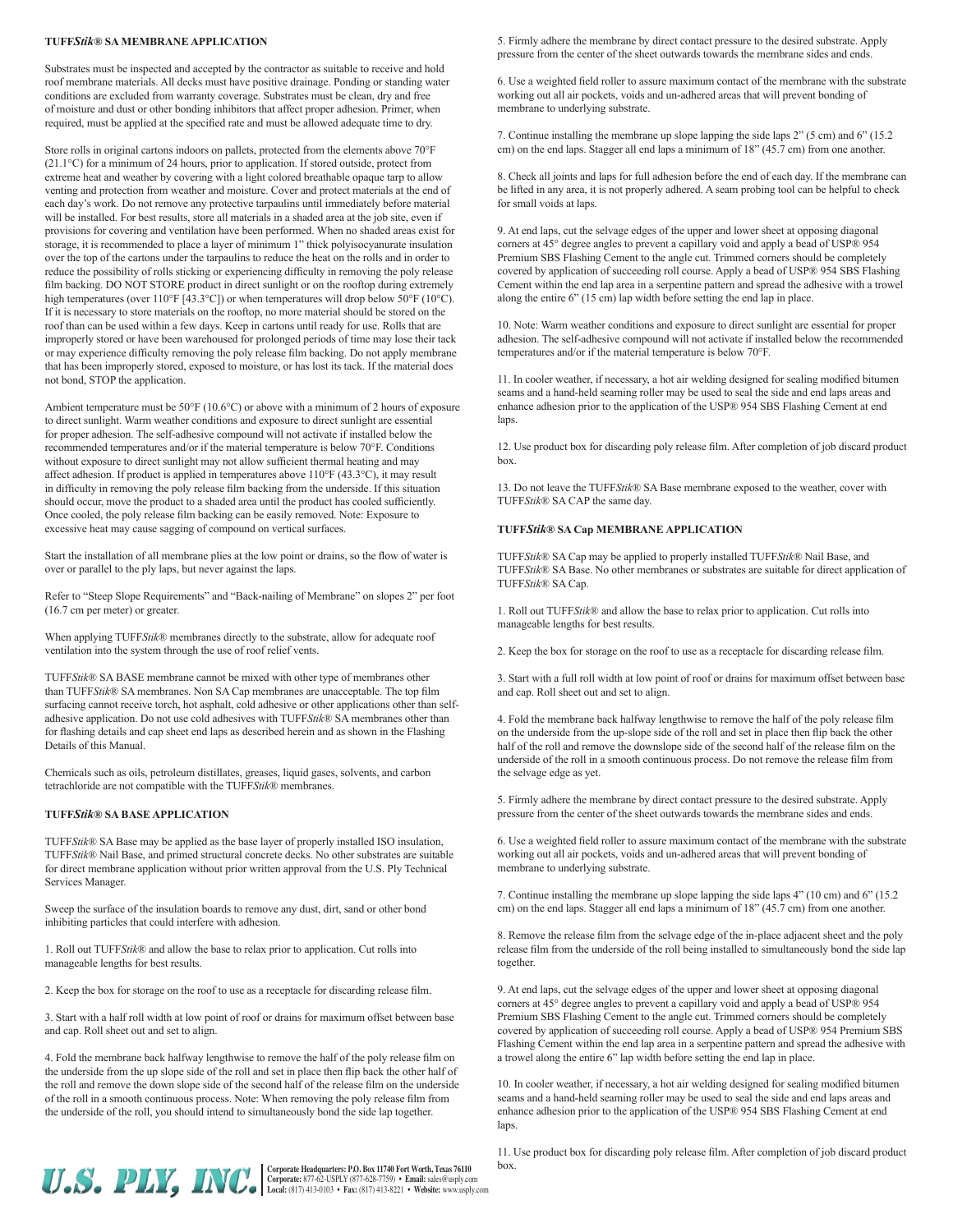### TUFF*Stik*® SA MEMBRANE APPLICATION

Substrates must be inspected and accepted by the contractor as suitable to receive and hold roof membrane materials. All decks must have positive drainage. Ponding or standing water conditions are excluded from warranty coverage. Substrates must be clean, dry and free of moisture and dust or other bonding inhibitors that affect proper adhesion. Primer, when required, must be applied at the specified rate and must be allowed adequate time to dry.

Store rolls in original cartons indoors on pallets, protected from the elements above 70°F (21.1°C) for a minimum of 24 hours, prior to application. If stored outside, protect from extreme heat and weather by covering with a light colored breathable opaque tarp to allow venting and protection from weather and moisture. Cover and protect materials at the end of each day's work. Do not remove any protective tarpaulins until immediately before material will be installed. For best results, store all materials in a shaded area at the job site, even if provisions for covering and ventilation have been performed. When no shaded areas exist for storage, it is recommended to place a layer of minimum 1" thick polyisocyanurate insulation over the top of the cartons under the tarpaulins to reduce the heat on the rolls and in order to reduce the possibility of rolls sticking or experiencing difficulty in removing the poly release film backing. DO NOT STORE product in direct sunlight or on the rooftop during extremely high temperatures (over 110°F [43.3°C]) or when temperatures will drop below 50°F (10°C). If it is necessary to store materials on the rooftop, no more material should be stored on the roof than can be used within a few days. Keep in cartons until ready for use. Rolls that are improperly stored or have been warehoused for prolonged periods of time may lose their tack or may experience difficulty removing the poly release film backing. Do not apply membrane that has been improperly stored, exposed to moisture, or has lost its tack. If the material does not bond, STOP the application.

Ambient temperature must be 50°F (10.6°C) or above with a minimum of 2 hours of exposure to direct sunlight. Warm weather conditions and exposure to direct sunlight are essential for proper adhesion. The self-adhesive compound will not activate if installed below the recommended temperatures and/or if the material temperature is below 70°F. Conditions without exposure to direct sunlight may not allow sufficient thermal heating and may affect adhesion. If product is applied in temperatures above 110°F (43.3°C), it may result in difficulty in removing the poly release film backing from the underside. If this situation should occur, move the product to a shaded area until the product has cooled sufficiently. Once cooled, the poly release film backing can be easily removed. Note: Exposure to excessive heat may cause sagging of compound on vertical surfaces.

Start the installation of all membrane plies at the low point or drains, so the flow of water is over or parallel to the ply laps, but never against the laps.

Refer to "Steep Slope Requirements" and "Back-nailing of Membrane" on slopes 2" per foot (16.7 cm per meter) or greater.

When applying TUFF*Stik*® membranes directly to the substrate, allow for adequate roof ventilation into the system through the use of roof relief vents.

TUFF*Stik*® SA BASE membrane cannot be mixed with other type of membranes other than TUFF*Stik*® SA membranes. Non SA Cap membranes are unacceptable. The top film surfacing cannot receive torch, hot asphalt, cold adhesive or other applications other than self-adhesive application. Do not use cold adhesives with TUFF*Stik*® SA membranes other than for flashing details and cap sheet end laps as described herein and as shown in the Flashing Details of this Manual.

Chemicals such as oils, petroleum distillates, greases, liquid gases, solvents, and carbon tetrachloride are not compatible with the TUFF*Stik*® membranes.

### TUFF*Stik*® SA BASE APPLICATION

TUFF*Stik*® SA Base may be applied as the base layer of properly installed ISO insulation, TUFF*Stik*® Nail Base, and primed structural concrete decks. No other substrates are suitable for direct membrane application without prior written approval from the U.S. Ply Technical Services Manager.

Sweep the surface of the insulation boards to remove any dust, dirt, sand or other bond inhibiting particles that could interfere with adhesion.

1. Roll out TUFF*Stik*® and allow the base to relax prior to application. Cut rolls into manageable lengths for best results.

2. Keep the box for storage on the roof to use as a receptacle for discarding release film.

3. Start with a half roll width at low point of roof or drains for maximum offset between base and cap. Roll sheet out and set to align.

4. Fold the membrane back halfway lengthwise to remove the half of the poly release film on the underside from the up slope side of the roll and set in place then flip back the other half of the roll and remove the down slope side of the second half of the release film on the underside of the roll in a smooth continuous process. Note: When removing the poly release film from the underside of the roll, you should intend to simultaneously bond the side lap together.

5. Firmly adhere the membrane by direct contact pressure to the desired substrate. Apply pressure from the center of the sheet outwards towards the membrane sides and ends.

6. Use a weighted field roller to assure maximum contact of the membrane with the substrate working out all air pockets, voids and un-adhered areas that will prevent bonding of membrane to underlying substrate.

7. Continue installing the membrane up slope lapping the side laps 2" (5 cm) and 6" (15.2 cm) on the end laps. Stagger all end laps a minimum of 18" (45.7 cm) from one another.

8. Check all joints and laps for full adhesion before the end of each day. If the membrane can be lifted in any area, it is not properly adhered. A seam probing tool can be helpful to check for small voids at laps.

9. At end laps, cut the selvage edges of the upper and lower sheet at opposing diagonal corners at 45° degree angles to prevent a capillary void and apply a bead of USP® 954 Premium SBS Flashing Cement to the angle cut. Trimmed corners should be completely covered by application of succeeding roll course. Apply a bead of USP® 954 SBS Flashing Cement within the end lap area in a serpentine pattern and spread the adhesive with a trowel along the entire 6" (15 cm) lap width before setting the end lap in place.

10. Note: Warm weather conditions and exposure to direct sunlight are essential for proper adhesion. The self-adhesive compound will not activate if installed below the recommended temperatures and/or if the material temperature is below 70°F.

11. In cooler weather, if necessary, a hot air welding designed for sealing modified bitumen seams and a hand-held seaming roller may be used to seal the side and end laps areas and enhance adhesion prior to the application of the USP® 954 SBS Flashing Cement at end laps.

12. Use product box for discarding poly release film. After completion of job discard product box.

13. Do not leave the TUFF*Stik*® SA Base membrane exposed to the weather, cover with TUFF*Stik*® SA CAP the same day.

### TUFF*Stik*® SA Cap MEMBRANE APPLICATION

TUFF*Stik*® SA Cap may be applied to properly installed TUFF*Stik*® Nail Base, and TUFF*Stik*® SA Base. No other membranes or substrates are suitable for direct application of TUFF*Stik*® SA Cap.

1. Roll out TUFF*Stik*® and allow the base to relax prior to application. Cut rolls into manageable lengths for best results.

2. Keep the box for storage on the roof to use as a receptacle for discarding release film.

3. Start with a full roll width at low point of roof or drains for maximum offset between base and cap. Roll sheet out and set to align.

4. Fold the membrane back halfway lengthwise to remove the half of the poly release film on the underside from the up-slope side of the roll and set in place then flip back the other half of the roll and remove the downslope side of the second half of the release film on the underside of the roll in a smooth continuous process. Do not remove the release film from the selvage edge as yet.

5. Firmly adhere the membrane by direct contact pressure to the desired substrate. Apply pressure from the center of the sheet outwards towards the membrane sides and ends.

6. Use a weighted field roller to assure maximum contact of the membrane with the substrate working out all air pockets, voids and un-adhered areas that will prevent bonding of membrane to underlying substrate.

7. Continue installing the membrane up slope lapping the side laps 4" (10 cm) and 6" (15.2 cm) on the end laps. Stagger all end laps a minimum of 18" (45.7 cm) from one another.

8. Remove the release film from the selvage edge of the in-place adjacent sheet and the poly release film from the underside of the roll being installed to simultaneously bond the side lap together.

9. At end laps, cut the selvage edges of the upper and lower sheet at opposing diagonal corners at 45° degree angles to prevent a capillary void and apply a bead of USP® 954 Premium SBS Flashing Cement to the angle cut. Trimmed corners should be completely covered by application of succeeding roll course. Apply a bead of USP® 954 Premium SBS Flashing Cement within the end lap area in a serpentine pattern and spread the adhesive with a trowel along the entire 6" lap width before setting the end lap in place.

10. In cooler weather, if necessary, a hot air welding designed for sealing modified bitumen seams and a hand-held seaming roller may be used to seal the side and end laps areas and enhance adhesion prior to the application of the USP® 954 SBS Flashing Cement at end laps.

11. Use product box for discarding poly release film. After completion of job discard product box.

U.S. PLY, INC.

**Corporate Headquarters: P.O. Box 11740 Fort Worth, Texas 76110**
**Corporate:** 877-62-USPLY (877-628-7759) • **Email:** sales@usply.com
**Local:** (817) 413-0103 • **Fax:** (817) 413-8221 • **Website:** www.usply.com